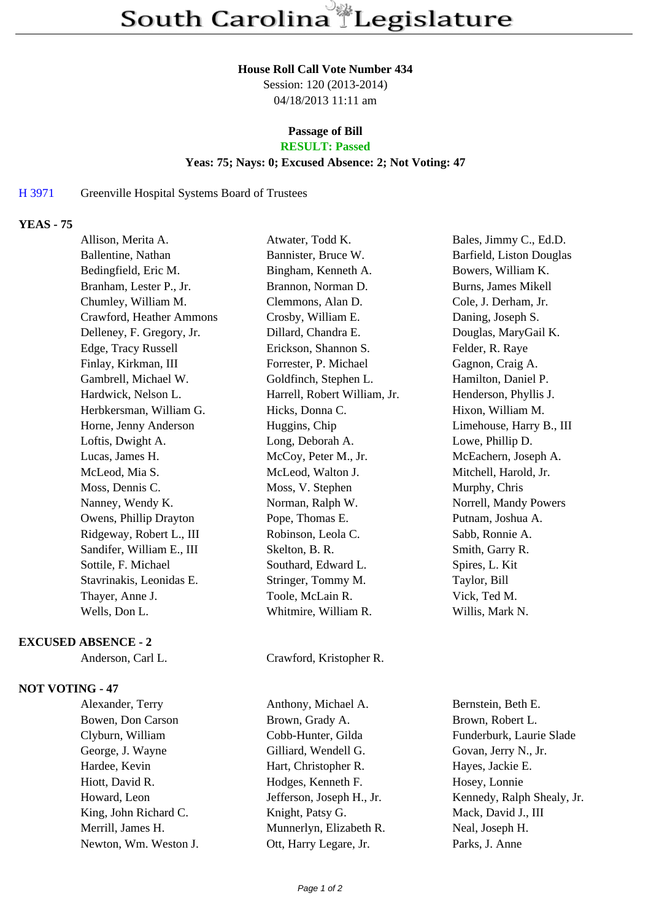# South Carolina Legislature

**House Roll Call Vote Number 434**
Session: 120 (2013-2014)
04/18/2013 11:11 am

**Passage of Bill**
**RESULT: Passed**
**Yeas: 75; Nays: 0; Excused Absence: 2; Not Voting: 47**

H 3971 Greenville Hospital Systems Board of Trustees

## YEAS - 75

| | | |
|---|---|---|
| Allison, Merita A. | Atwater, Todd K. | Bales, Jimmy C., Ed.D. |
| Ballentine, Nathan | Bannister, Bruce W. | Barfield, Liston Douglas |
| Bedingfield, Eric M. | Bingham, Kenneth A. | Bowers, William K. |
| Branham, Lester P., Jr. | Brannon, Norman D. | Burns, James Mikell |
| Chumley, William M. | Clemmons, Alan D. | Cole, J. Derham, Jr. |
| Crawford, Heather Ammons | Crosby, William E. | Daning, Joseph S. |
| Delleney, F. Gregory, Jr. | Dillard, Chandra E. | Douglas, MaryGail K. |
| Edge, Tracy Russell | Erickson, Shannon S. | Felder, R. Raye |
| Finlay, Kirkman, III | Forrester, P. Michael | Gagnon, Craig A. |
| Gambrell, Michael W. | Goldfinch, Stephen L. | Hamilton, Daniel P. |
| Hardwick, Nelson L. | Harrell, Robert William, Jr. | Henderson, Phyllis J. |
| Herbkersman, William G. | Hicks, Donna C. | Hixon, William M. |
| Horne, Jenny Anderson | Huggins, Chip | Limehouse, Harry B., III |
| Loftis, Dwight A. | Long, Deborah A. | Lowe, Phillip D. |
| Lucas, James H. | McCoy, Peter M., Jr. | McEachern, Joseph A. |
| McLeod, Mia S. | McLeod, Walton J. | Mitchell, Harold, Jr. |
| Moss, Dennis C. | Moss, V. Stephen | Murphy, Chris |
| Nanney, Wendy K. | Norman, Ralph W. | Norrell, Mandy Powers |
| Owens, Phillip Drayton | Pope, Thomas E. | Putnam, Joshua A. |
| Ridgeway, Robert L., III | Robinson, Leola C. | Sabb, Ronnie A. |
| Sandifer, William E., III | Skelton, B. R. | Smith, Garry R. |
| Sottile, F. Michael | Southard, Edward L. | Spires, L. Kit |
| Stavrinakis, Leonidas E. | Stringer, Tommy M. | Taylor, Bill |
| Thayer, Anne J. | Toole, McLain R. | Vick, Ted M. |
| Wells, Don L. | Whitmire, William R. | Willis, Mark N. |

## EXCUSED ABSENCE - 2

| | |
|---|---|
| Anderson, Carl L. | Crawford, Kristopher R. |

## NOT VOTING - 47

| | | |
|---|---|---|
| Alexander, Terry | Anthony, Michael A. | Bernstein, Beth E. |
| Bowen, Don Carson | Brown, Grady A. | Brown, Robert L. |
| Clyburn, William | Cobb-Hunter, Gilda | Funderburk, Laurie Slade |
| George, J. Wayne | Gilliard, Wendell G. | Govan, Jerry N., Jr. |
| Hardee, Kevin | Hart, Christopher R. | Hayes, Jackie E. |
| Hiott, David R. | Hodges, Kenneth F. | Hosey, Lonnie |
| Howard, Leon | Jefferson, Joseph H., Jr. | Kennedy, Ralph Shealy, Jr. |
| King, John Richard C. | Knight, Patsy G. | Mack, David J., III |
| Merrill, James H. | Munnerlyn, Elizabeth R. | Neal, Joseph H. |
| Newton, Wm. Weston J. | Ott, Harry Legare, Jr. | Parks, J. Anne |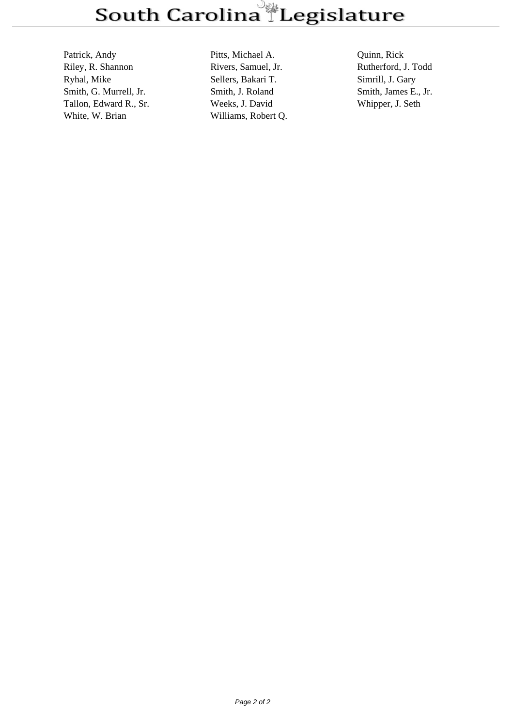Patrick, Andy
Pitts, Michael A.
Quinn, Rick
Riley, R. Shannon
Rivers, Samuel, Jr.
Rutherford, J. Todd
Ryhal, Mike
Sellers, Bakari T.
Simrill, J. Gary
Smith, G. Murrell, Jr.
Smith, J. Roland
Smith, James E., Jr.
Tallon, Edward R., Sr.
Weeks, J. David
Whipper, J. Seth
White, W. Brian
Williams, Robert Q.